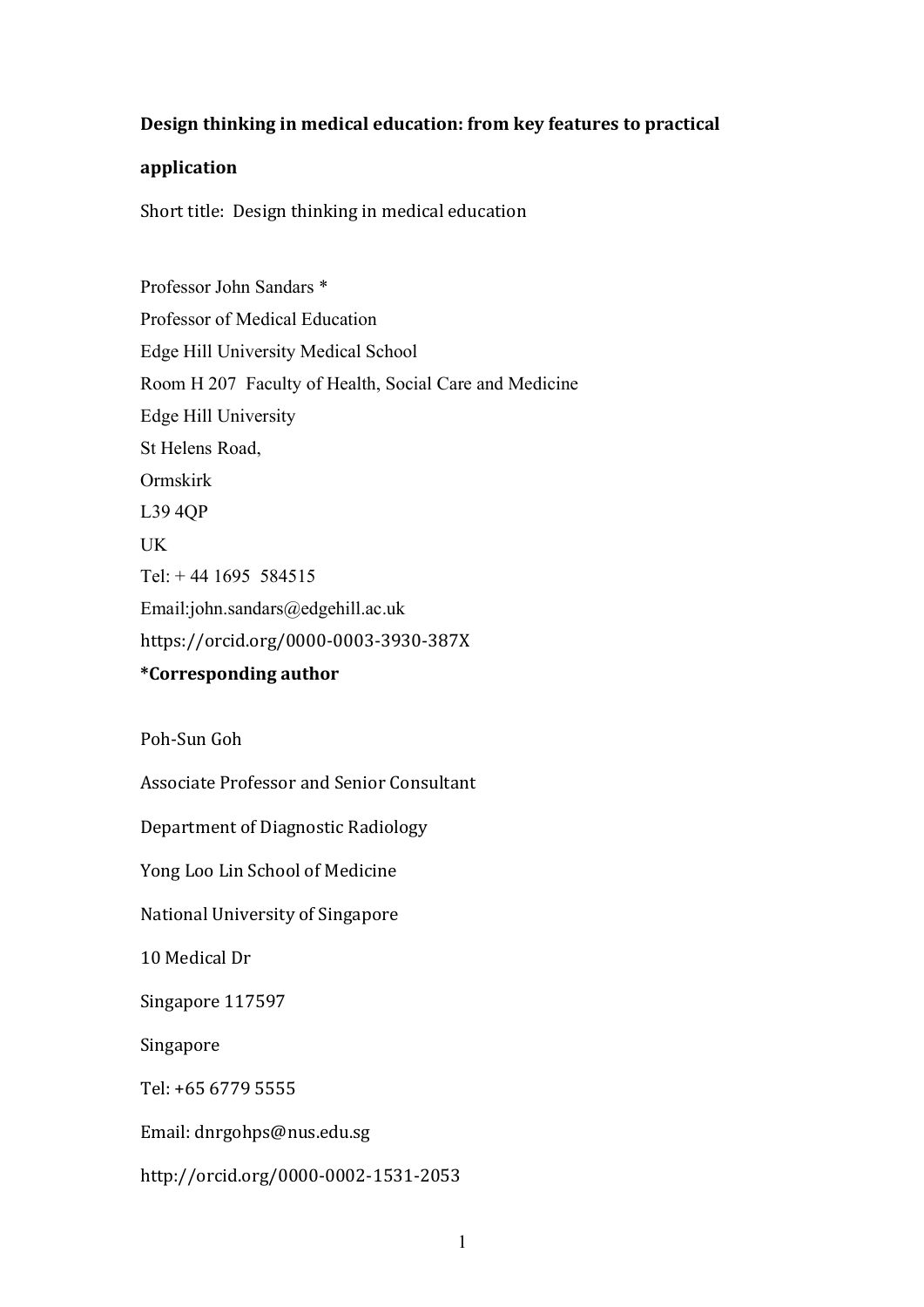# Design thinking in medical education: from key features to practical application

Short title: Design thinking in medical education

Professor John Sandars *
Professor of Medical Education
Edge Hill University Medical School
Room H 207 Faculty of Health, Social Care and Medicine
Edge Hill University
St Helens Road,
Ormskirk
L39 4QP
UK
Tel: + 44 1695 584515
Email:john.sandars@edgehill.ac.uk
https://orcid.org/0000-0003-3930-387X

**\*Corresponding author**

Poh-Sun Goh

Associate Professor and Senior Consultant

Department of Diagnostic Radiology

Yong Loo Lin School of Medicine

National University of Singapore

10 Medical Dr

Singapore 117597

Singapore

Tel: +65 6779 5555

Email: dnrgohps@nus.edu.sg

http://orcid.org/0000-0002-1531-2053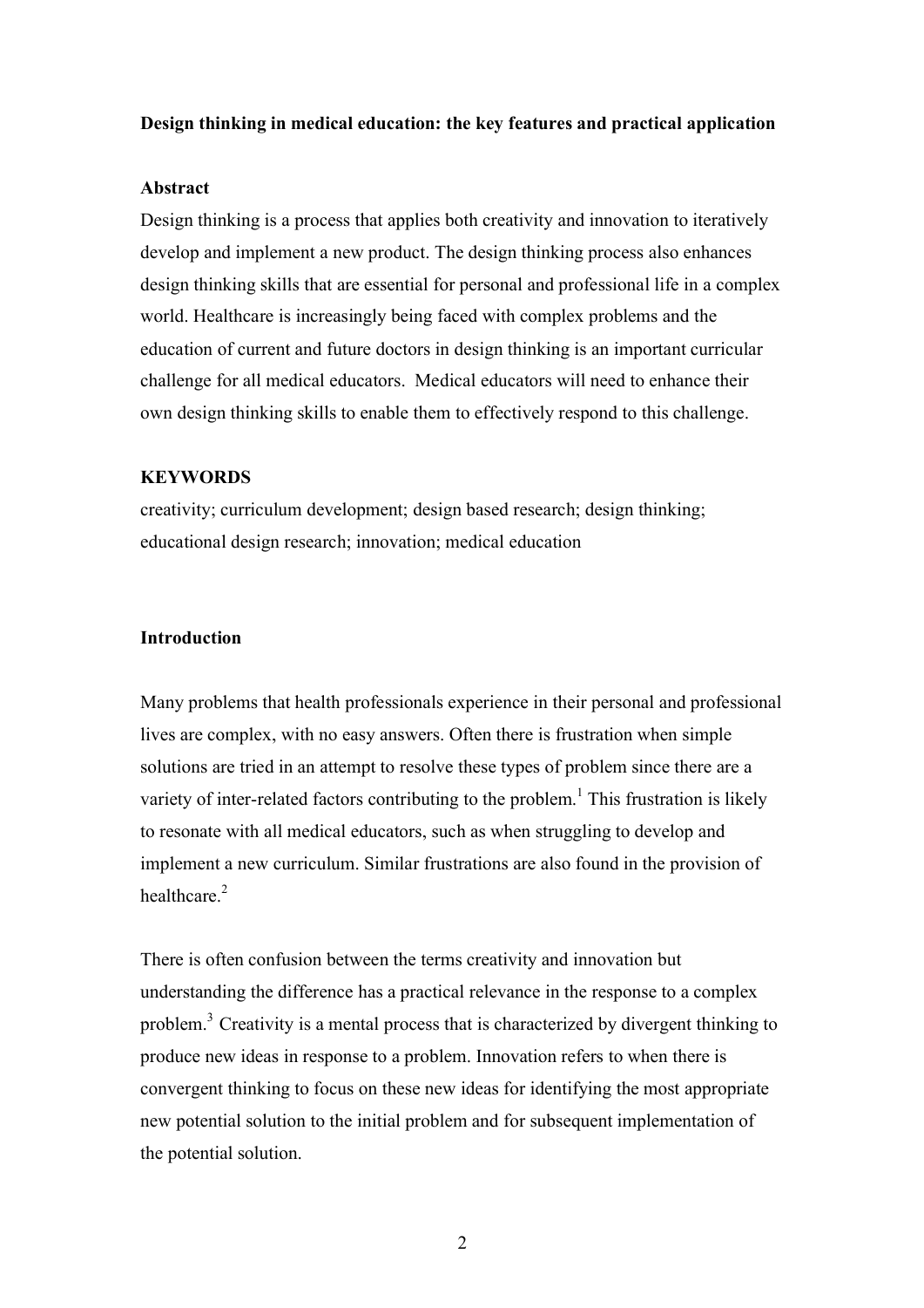# Design thinking in medical education: the key features and practical application

## Abstract

Design thinking is a process that applies both creativity and innovation to iteratively develop and implement a new product. The design thinking process also enhances design thinking skills that are essential for personal and professional life in a complex world. Healthcare is increasingly being faced with complex problems and the education of current and future doctors in design thinking is an important curricular challenge for all medical educators. Medical educators will need to enhance their own design thinking skills to enable them to effectively respond to this challenge.

## KEYWORDS

creativity; curriculum development; design based research; design thinking; educational design research; innovation; medical education

## Introduction

Many problems that health professionals experience in their personal and professional lives are complex, with no easy answers. Often there is frustration when simple solutions are tried in an attempt to resolve these types of problem since there are a variety of inter-related factors contributing to the problem.[1] This frustration is likely to resonate with all medical educators, such as when struggling to develop and implement a new curriculum. Similar frustrations are also found in the provision of healthcare.[2]

There is often confusion between the terms creativity and innovation but understanding the difference has a practical relevance in the response to a complex problem.[3] Creativity is a mental process that is characterized by divergent thinking to produce new ideas in response to a problem. Innovation refers to when there is convergent thinking to focus on these new ideas for identifying the most appropriate new potential solution to the initial problem and for subsequent implementation of the potential solution.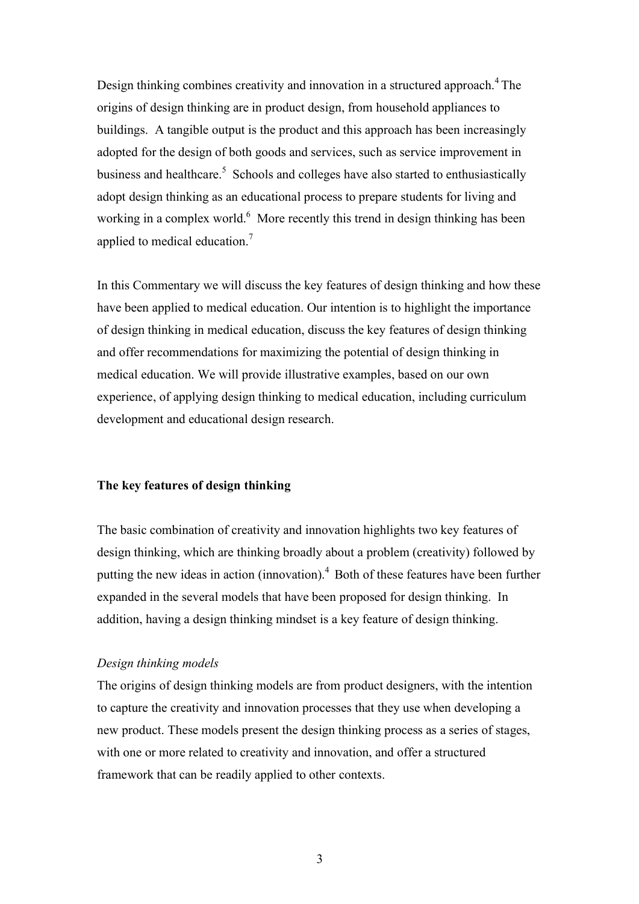Design thinking combines creativity and innovation in a structured approach.[4] The origins of design thinking are in product design, from household appliances to buildings. A tangible output is the product and this approach has been increasingly adopted for the design of both goods and services, such as service improvement in business and healthcare.[5] Schools and colleges have also started to enthusiastically adopt design thinking as an educational process to prepare students for living and working in a complex world.[6] More recently this trend in design thinking has been applied to medical education.[7]

In this Commentary we will discuss the key features of design thinking and how these have been applied to medical education. Our intention is to highlight the importance of design thinking in medical education, discuss the key features of design thinking and offer recommendations for maximizing the potential of design thinking in medical education. We will provide illustrative examples, based on our own experience, of applying design thinking to medical education, including curriculum development and educational design research.

**The key features of design thinking**

The basic combination of creativity and innovation highlights two key features of design thinking, which are thinking broadly about a problem (creativity) followed by putting the new ideas in action (innovation).[4] Both of these features have been further expanded in the several models that have been proposed for design thinking. In addition, having a design thinking mindset is a key feature of design thinking.

*Design thinking models*

The origins of design thinking models are from product designers, with the intention to capture the creativity and innovation processes that they use when developing a new product. These models present the design thinking process as a series of stages, with one or more related to creativity and innovation, and offer a structured framework that can be readily applied to other contexts.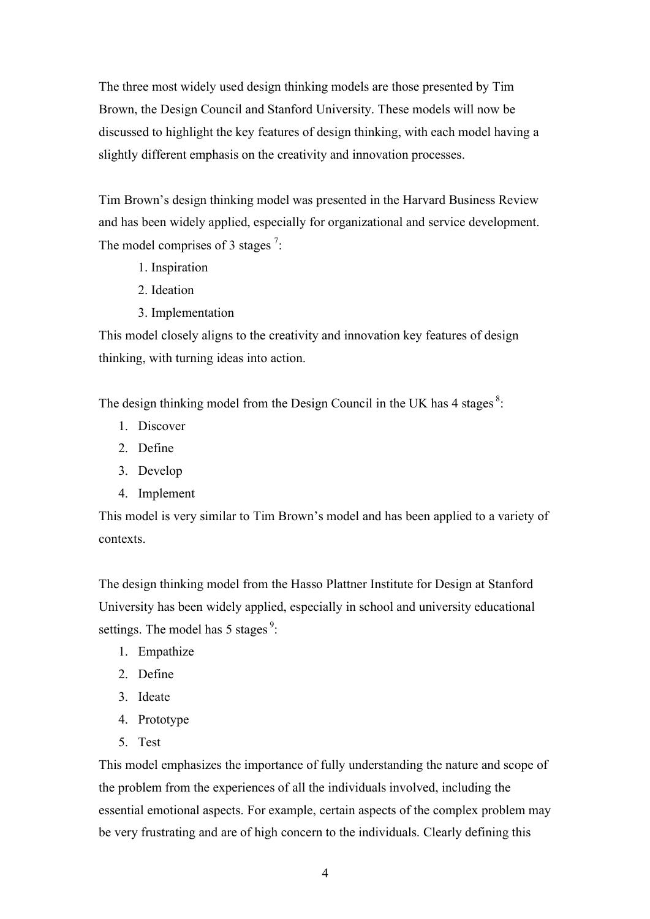The three most widely used design thinking models are those presented by Tim Brown, the Design Council and Stanford University. These models will now be discussed to highlight the key features of design thinking, with each model having a slightly different emphasis on the creativity and innovation processes.

Tim Brown's design thinking model was presented in the Harvard Business Review and has been widely applied, especially for organizational and service development. The model comprises of 3 stages [7]:

1. Inspiration
2. Ideation
3. Implementation

This model closely aligns to the creativity and innovation key features of design thinking, with turning ideas into action.

The design thinking model from the Design Council in the UK has 4 stages [8]:

1. Discover
2. Define
3. Develop
4. Implement

This model is very similar to Tim Brown's model and has been applied to a variety of contexts.

The design thinking model from the Hasso Plattner Institute for Design at Stanford University has been widely applied, especially in school and university educational settings. The model has 5 stages [9]:

1. Empathize
2. Define
3. Ideate
4. Prototype
5. Test

This model emphasizes the importance of fully understanding the nature and scope of the problem from the experiences of all the individuals involved, including the essential emotional aspects. For example, certain aspects of the complex problem may be very frustrating and are of high concern to the individuals. Clearly defining this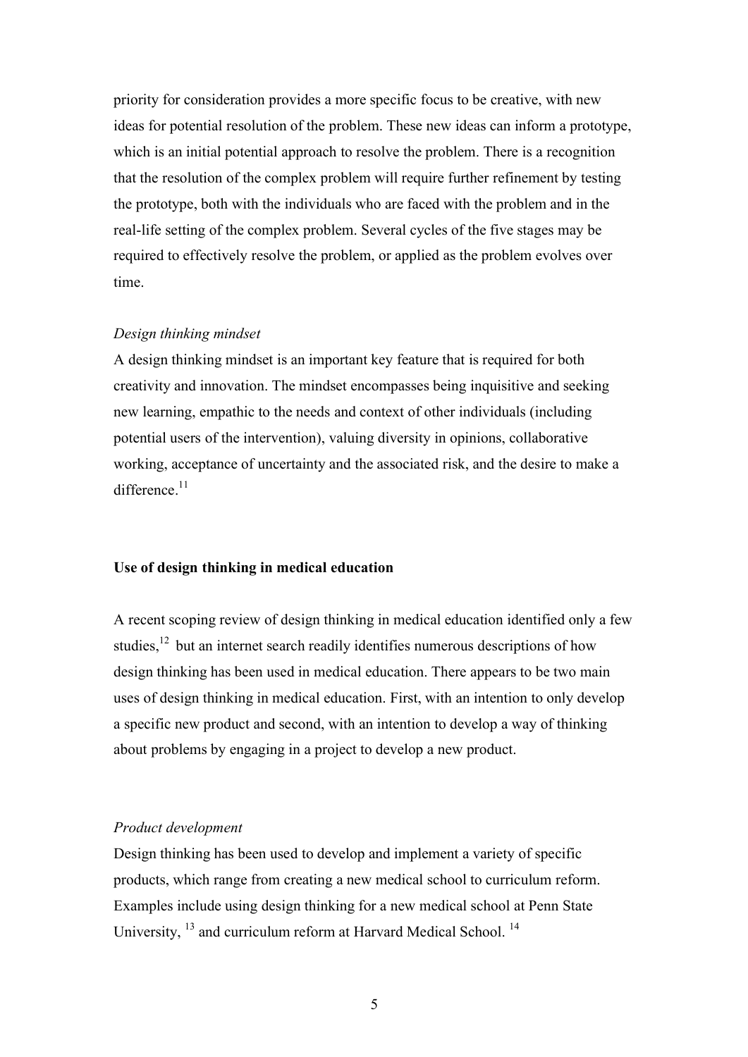priority for consideration provides a more specific focus to be creative, with new ideas for potential resolution of the problem. These new ideas can inform a prototype, which is an initial potential approach to resolve the problem. There is a recognition that the resolution of the complex problem will require further refinement by testing the prototype, both with the individuals who are faced with the problem and in the real-life setting of the complex problem. Several cycles of the five stages may be required to effectively resolve the problem, or applied as the problem evolves over time.

*Design thinking mindset*

A design thinking mindset is an important key feature that is required for both creativity and innovation. The mindset encompasses being inquisitive and seeking new learning, empathic to the needs and context of other individuals (including potential users of the intervention), valuing diversity in opinions, collaborative working, acceptance of uncertainty and the associated risk, and the desire to make a difference.[11]

**Use of design thinking in medical education**

A recent scoping review of design thinking in medical education identified only a few studies,[12] but an internet search readily identifies numerous descriptions of how design thinking has been used in medical education. There appears to be two main uses of design thinking in medical education. First, with an intention to only develop a specific new product and second, with an intention to develop a way of thinking about problems by engaging in a project to develop a new product.

*Product development*

Design thinking has been used to develop and implement a variety of specific products, which range from creating a new medical school to curriculum reform. Examples include using design thinking for a new medical school at Penn State University, [13] and curriculum reform at Harvard Medical School. [14]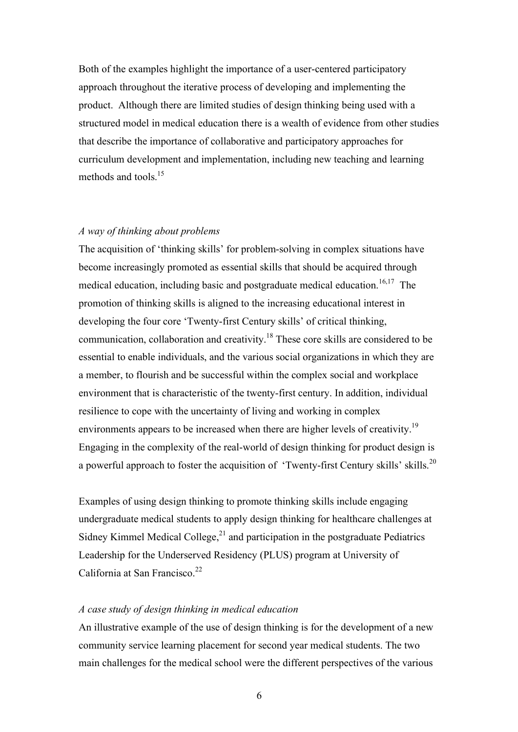Both of the examples highlight the importance of a user-centered participatory approach throughout the iterative process of developing and implementing the product. Although there are limited studies of design thinking being used with a structured model in medical education there is a wealth of evidence from other studies that describe the importance of collaborative and participatory approaches for curriculum development and implementation, including new teaching and learning methods and tools.[15]

*A way of thinking about problems*

The acquisition of 'thinking skills' for problem-solving in complex situations have become increasingly promoted as essential skills that should be acquired through medical education, including basic and postgraduate medical education.[16,17] The promotion of thinking skills is aligned to the increasing educational interest in developing the four core 'Twenty-first Century skills' of critical thinking, communication, collaboration and creativity.[18] These core skills are considered to be essential to enable individuals, and the various social organizations in which they are a member, to flourish and be successful within the complex social and workplace environment that is characteristic of the twenty-first century. In addition, individual resilience to cope with the uncertainty of living and working in complex environments appears to be increased when there are higher levels of creativity.[19] Engaging in the complexity of the real-world of design thinking for product design is a powerful approach to foster the acquisition of 'Twenty-first Century skills' skills.[20]

Examples of using design thinking to promote thinking skills include engaging undergraduate medical students to apply design thinking for healthcare challenges at Sidney Kimmel Medical College,[21] and participation in the postgraduate Pediatrics Leadership for the Underserved Residency (PLUS) program at University of California at San Francisco.[22]

*A case study of design thinking in medical education*

An illustrative example of the use of design thinking is for the development of a new community service learning placement for second year medical students. The two main challenges for the medical school were the different perspectives of the various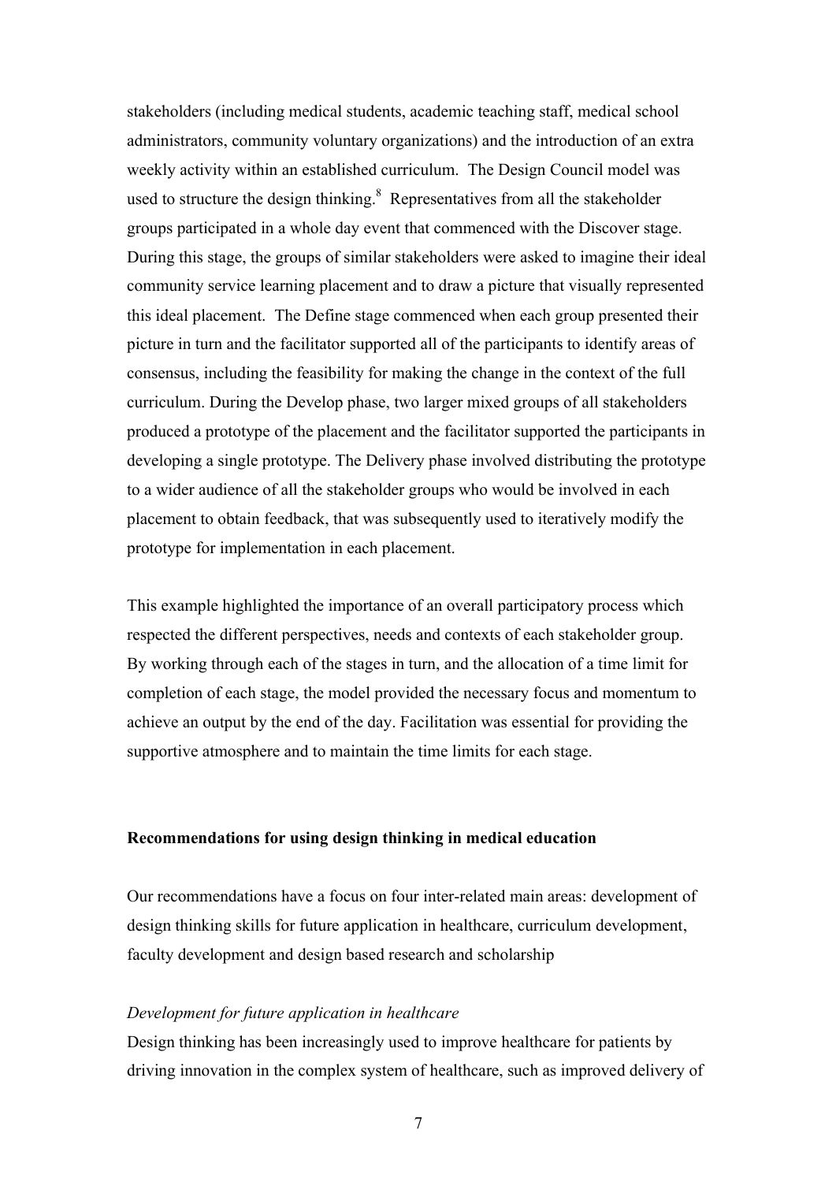stakeholders (including medical students, academic teaching staff, medical school administrators, community voluntary organizations) and the introduction of an extra weekly activity within an established curriculum. The Design Council model was used to structure the design thinking.[8] Representatives from all the stakeholder groups participated in a whole day event that commenced with the Discover stage. During this stage, the groups of similar stakeholders were asked to imagine their ideal community service learning placement and to draw a picture that visually represented this ideal placement. The Define stage commenced when each group presented their picture in turn and the facilitator supported all of the participants to identify areas of consensus, including the feasibility for making the change in the context of the full curriculum. During the Develop phase, two larger mixed groups of all stakeholders produced a prototype of the placement and the facilitator supported the participants in developing a single prototype. The Delivery phase involved distributing the prototype to a wider audience of all the stakeholder groups who would be involved in each placement to obtain feedback, that was subsequently used to iteratively modify the prototype for implementation in each placement.

This example highlighted the importance of an overall participatory process which respected the different perspectives, needs and contexts of each stakeholder group. By working through each of the stages in turn, and the allocation of a time limit for completion of each stage, the model provided the necessary focus and momentum to achieve an output by the end of the day. Facilitation was essential for providing the supportive atmosphere and to maintain the time limits for each stage.

## Recommendations for using design thinking in medical education

Our recommendations have a focus on four inter-related main areas: development of design thinking skills for future application in healthcare, curriculum development, faculty development and design based research and scholarship

### *Development for future application in healthcare*

Design thinking has been increasingly used to improve healthcare for patients by driving innovation in the complex system of healthcare, such as improved delivery of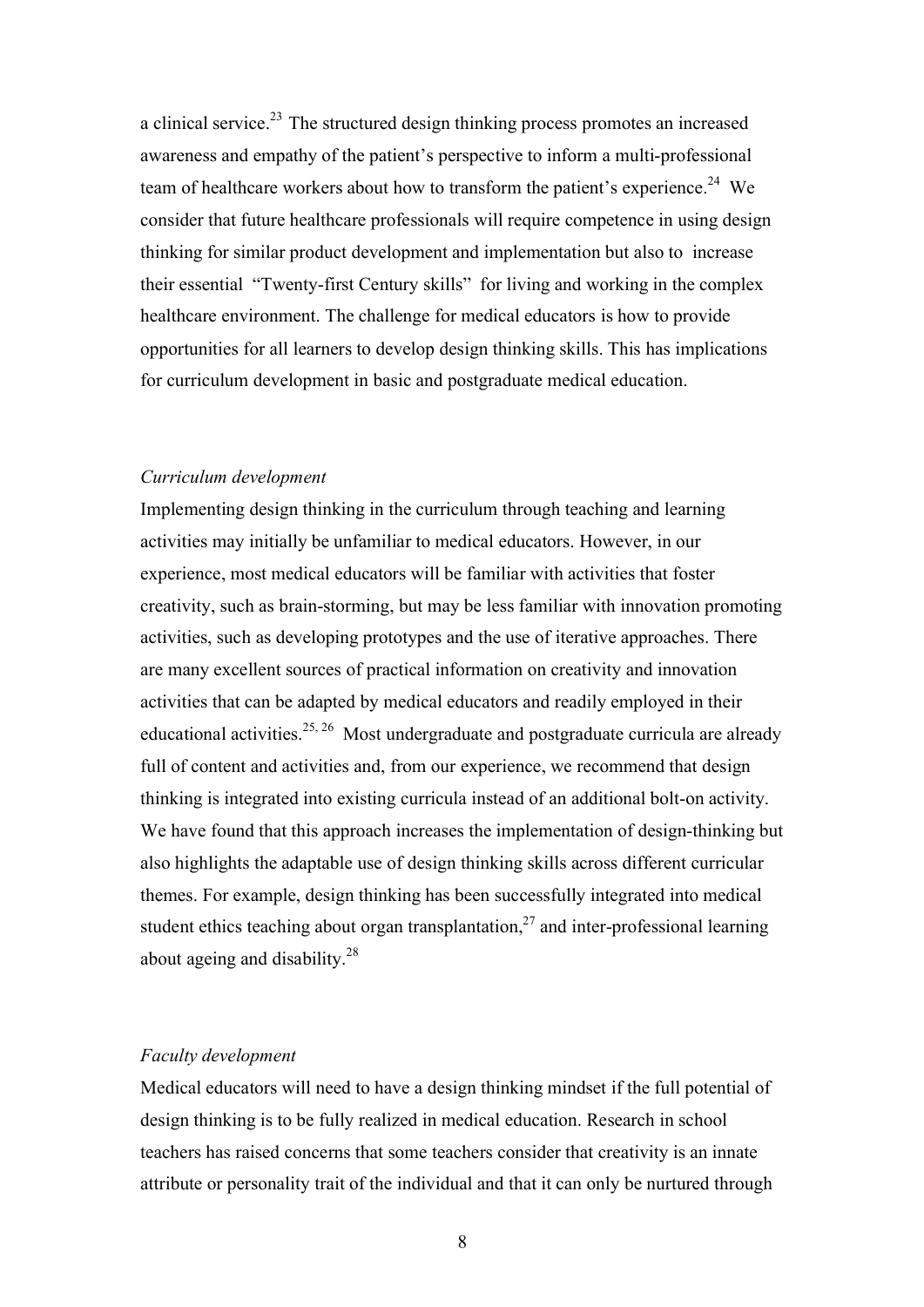a clinical service.[23] The structured design thinking process promotes an increased awareness and empathy of the patient's perspective to inform a multi-professional team of healthcare workers about how to transform the patient's experience.[24] We consider that future healthcare professionals will require competence in using design thinking for similar product development and implementation but also to increase their essential "Twenty-first Century skills" for living and working in the complex healthcare environment. The challenge for medical educators is how to provide opportunities for all learners to develop design thinking skills. This has implications for curriculum development in basic and postgraduate medical education.

*Curriculum development*

Implementing design thinking in the curriculum through teaching and learning activities may initially be unfamiliar to medical educators. However, in our experience, most medical educators will be familiar with activities that foster creativity, such as brain-storming, but may be less familiar with innovation promoting activities, such as developing prototypes and the use of iterative approaches. There are many excellent sources of practical information on creativity and innovation activities that can be adapted by medical educators and readily employed in their educational activities.[25, 26] Most undergraduate and postgraduate curricula are already full of content and activities and, from our experience, we recommend that design thinking is integrated into existing curricula instead of an additional bolt-on activity. We have found that this approach increases the implementation of design-thinking but also highlights the adaptable use of design thinking skills across different curricular themes. For example, design thinking has been successfully integrated into medical student ethics teaching about organ transplantation,[27] and inter-professional learning about ageing and disability.[28]

*Faculty development*

Medical educators will need to have a design thinking mindset if the full potential of design thinking is to be fully realized in medical education. Research in school teachers has raised concerns that some teachers consider that creativity is an innate attribute or personality trait of the individual and that it can only be nurtured through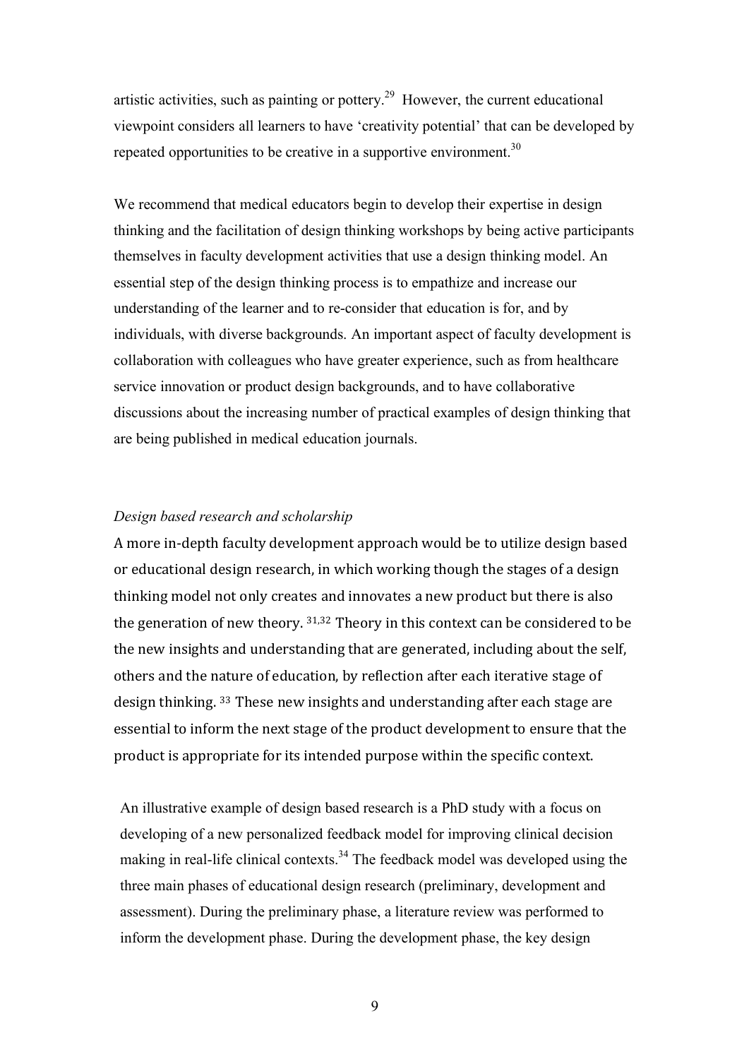artistic activities, such as painting or pottery.[29] However, the current educational viewpoint considers all learners to have 'creativity potential' that can be developed by repeated opportunities to be creative in a supportive environment.[30]

We recommend that medical educators begin to develop their expertise in design thinking and the facilitation of design thinking workshops by being active participants themselves in faculty development activities that use a design thinking model. An essential step of the design thinking process is to empathize and increase our understanding of the learner and to re-consider that education is for, and by individuals, with diverse backgrounds. An important aspect of faculty development is collaboration with colleagues who have greater experience, such as from healthcare service innovation or product design backgrounds, and to have collaborative discussions about the increasing number of practical examples of design thinking that are being published in medical education journals.

*Design based research and scholarship*

A more in-depth faculty development approach would be to utilize design based or educational design research, in which working though the stages of a design thinking model not only creates and innovates a new product but there is also the generation of new theory.[31,32] Theory in this context can be considered to be the new insights and understanding that are generated, including about the self, others and the nature of education, by reflection after each iterative stage of design thinking.[33] These new insights and understanding after each stage are essential to inform the next stage of the product development to ensure that the product is appropriate for its intended purpose within the specific context.

An illustrative example of design based research is a PhD study with a focus on developing of a new personalized feedback model for improving clinical decision making in real-life clinical contexts.[34] The feedback model was developed using the three main phases of educational design research (preliminary, development and assessment). During the preliminary phase, a literature review was performed to inform the development phase. During the development phase, the key design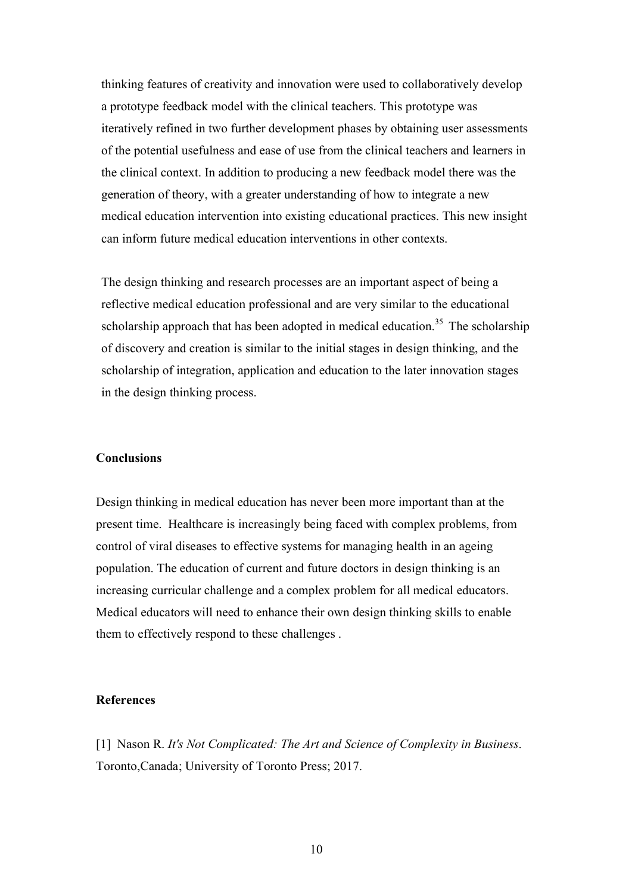thinking features of creativity and innovation were used to collaboratively develop a prototype feedback model with the clinical teachers. This prototype was iteratively refined in two further development phases by obtaining user assessments of the potential usefulness and ease of use from the clinical teachers and learners in the clinical context. In addition to producing a new feedback model there was the generation of theory, with a greater understanding of how to integrate a new medical education intervention into existing educational practices. This new insight can inform future medical education interventions in other contexts.

The design thinking and research processes are an important aspect of being a reflective medical education professional and are very similar to the educational scholarship approach that has been adopted in medical education.[35] The scholarship of discovery and creation is similar to the initial stages in design thinking, and the scholarship of integration, application and education to the later innovation stages in the design thinking process.

## Conclusions

Design thinking in medical education has never been more important than at the present time. Healthcare is increasingly being faced with complex problems, from control of viral diseases to effective systems for managing health in an ageing population. The education of current and future doctors in design thinking is an increasing curricular challenge and a complex problem for all medical educators. Medical educators will need to enhance their own design thinking skills to enable them to effectively respond to these challenges .

## References

[1] Nason R. *It's Not Complicated: The Art and Science of Complexity in Business*. Toronto,Canada; University of Toronto Press; 2017.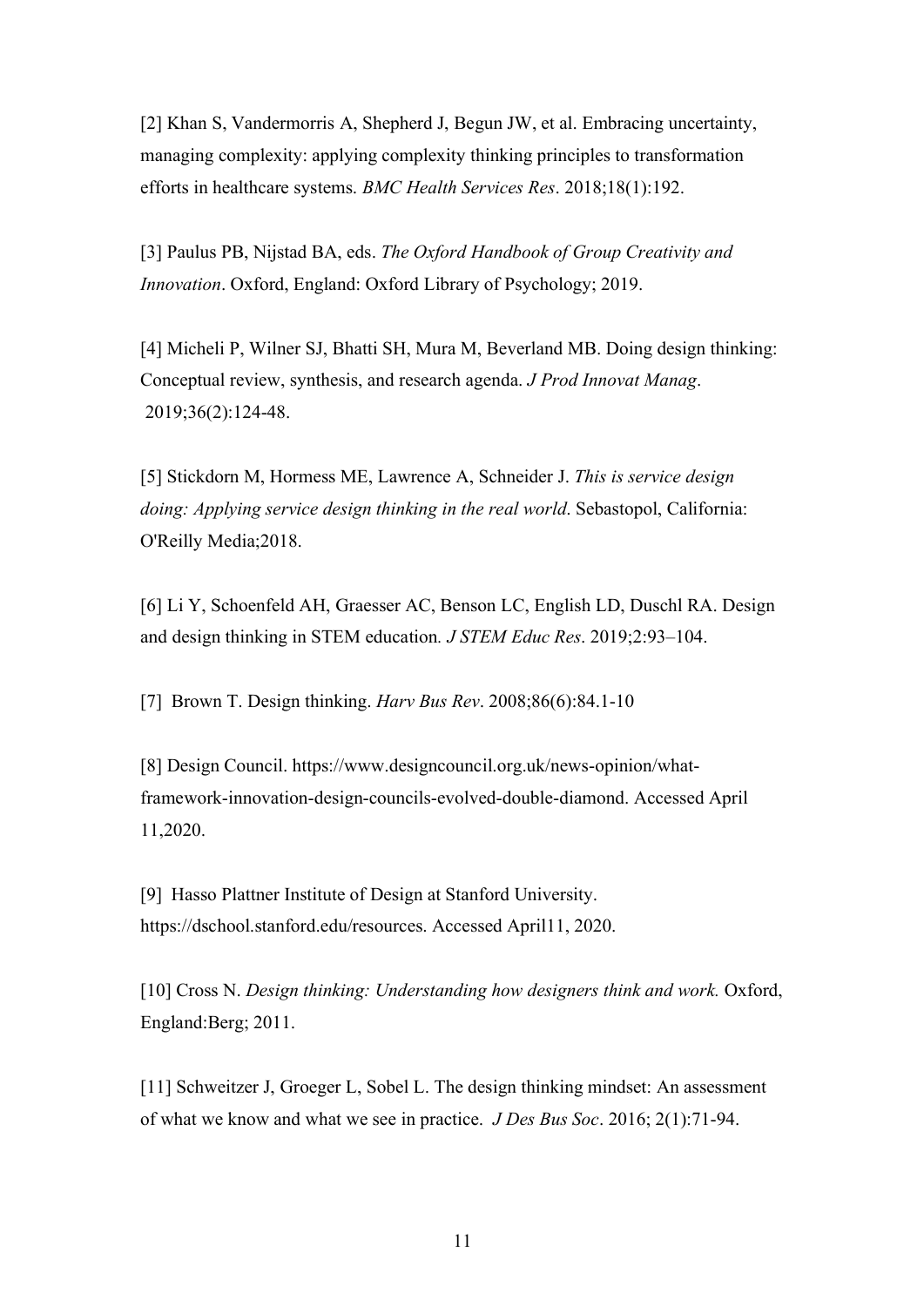[2] Khan S, Vandermorris A, Shepherd J, Begun JW, et al. Embracing uncertainty, managing complexity: applying complexity thinking principles to transformation efforts in healthcare systems. *BMC Health Services Res*. 2018;18(1):192.

[3] Paulus PB, Nijstad BA, eds. *The Oxford Handbook of Group Creativity and Innovation*. Oxford, England: Oxford Library of Psychology; 2019.

[4] Micheli P, Wilner SJ, Bhatti SH, Mura M, Beverland MB. Doing design thinking: Conceptual review, synthesis, and research agenda. *J Prod Innovat Manag*. 2019;36(2):124-48.

[5] Stickdorn M, Hormess ME, Lawrence A, Schneider J. *This is service design doing: Applying service design thinking in the real world*. Sebastopol, California: O'Reilly Media;2018.

[6] Li Y, Schoenfeld AH, Graesser AC, Benson LC, English LD, Duschl RA. Design and design thinking in STEM education*. J STEM Educ Res*. 2019;2:93–104.

[7] Brown T. Design thinking. *Harv Bus Rev*. 2008;86(6):84.1-10

[8] Design Council. https://www.designcouncil.org.uk/news-opinion/what-framework-innovation-design-councils-evolved-double-diamond. Accessed April 11,2020.

[9] Hasso Plattner Institute of Design at Stanford University. https://dschool.stanford.edu/resources. Accessed April11, 2020.

[10] Cross N. *Design thinking: Understanding how designers think and work.* Oxford, England:Berg; 2011.

[11] Schweitzer J, Groeger L, Sobel L. The design thinking mindset: An assessment of what we know and what we see in practice. *J Des Bus Soc*. 2016; 2(1):71-94.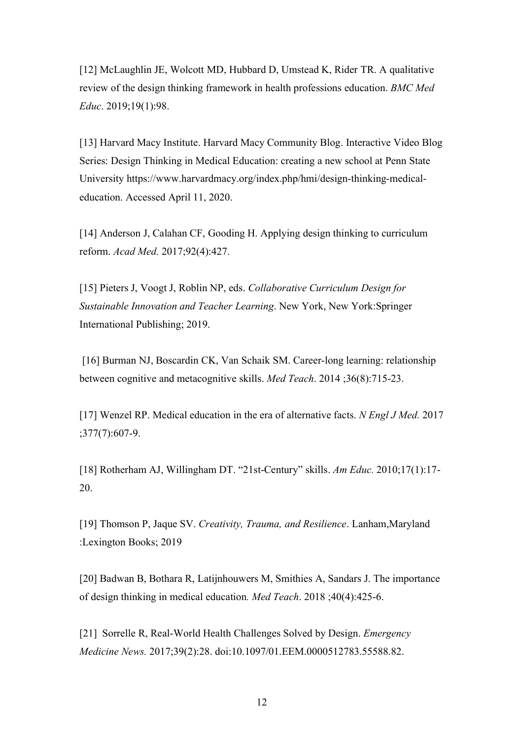[12] McLaughlin JE, Wolcott MD, Hubbard D, Umstead K, Rider TR. A qualitative review of the design thinking framework in health professions education. *BMC Med Educ*. 2019;19(1):98.

[13] Harvard Macy Institute. Harvard Macy Community Blog. Interactive Video Blog Series: Design Thinking in Medical Education: creating a new school at Penn State University https://www.harvardmacy.org/index.php/hmi/design-thinking-medical-education. Accessed April 11, 2020.

[14] Anderson J, Calahan CF, Gooding H. Applying design thinking to curriculum reform. *Acad Med.* 2017;92(4):427.

[15] Pieters J, Voogt J, Roblin NP, eds. *Collaborative Curriculum Design for Sustainable Innovation and Teacher Learning*. New York, New York:Springer International Publishing; 2019.

[16] Burman NJ, Boscardin CK, Van Schaik SM. Career-long learning: relationship between cognitive and metacognitive skills. *Med Teach*. 2014 ;36(8):715-23.

[17] Wenzel RP. Medical education in the era of alternative facts. *N Engl J Med.* 2017 ;377(7):607-9.

[18] Rotherham AJ, Willingham DT. "21st-Century" skills. *Am Educ.* 2010;17(1):17-20.

[19] Thomson P, Jaque SV. *Creativity, Trauma, and Resilience*. Lanham,Maryland :Lexington Books; 2019

[20] Badwan B, Bothara R, Latijnhouwers M, Smithies A, Sandars J. The importance of design thinking in medical education*. Med Teach*. 2018 ;40(4):425-6.

[21] Sorrelle R, Real-World Health Challenges Solved by Design. *Emergency Medicine News.* 2017;39(2):28. doi:10.1097/01.EEM.0000512783.55588.82.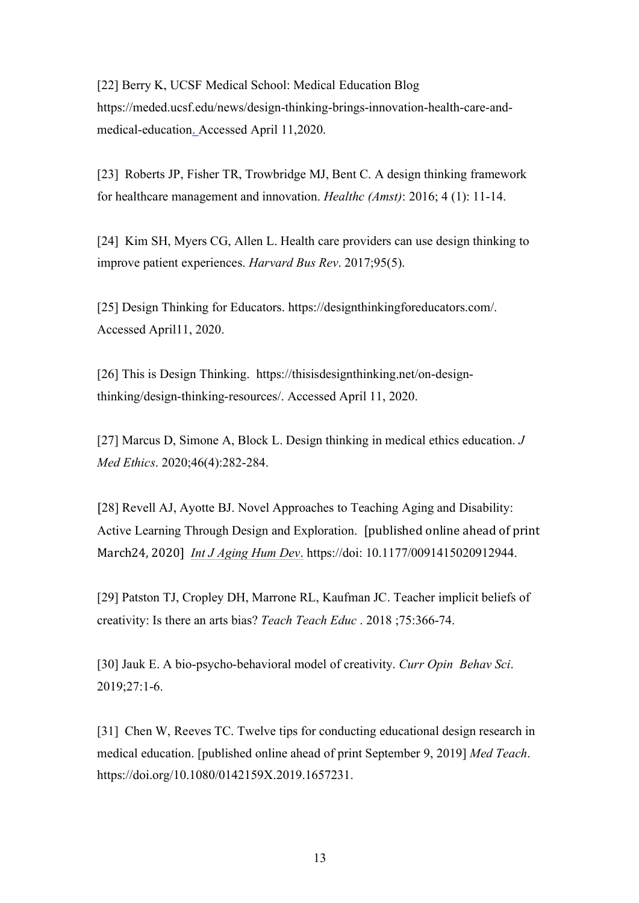[22] Berry K, UCSF Medical School: Medical Education Blog https://meded.ucsf.edu/news/design-thinking-brings-innovation-health-care-and-medical-education. Accessed April 11,2020.

[23] Roberts JP, Fisher TR, Trowbridge MJ, Bent C. A design thinking framework for healthcare management and innovation. *Healthc (Amst)*: 2016; 4 (1): 11-14.

[24] Kim SH, Myers CG, Allen L. Health care providers can use design thinking to improve patient experiences. *Harvard Bus Rev*. 2017;95(5).

[25] Design Thinking for Educators. https://designthinkingforeducators.com/. Accessed April11, 2020.

[26] This is Design Thinking. https://thisisdesignthinking.net/on-design-thinking/design-thinking-resources/. Accessed April 11, 2020.

[27] Marcus D, Simone A, Block L. Design thinking in medical ethics education. *J Med Ethics*. 2020;46(4):282-284.

[28] Revell AJ, Ayotte BJ. Novel Approaches to Teaching Aging and Disability: Active Learning Through Design and Exploration. [published online ahead of print March24, 2020] *Int J Aging Hum Dev*. https://doi: 10.1177/0091415020912944.

[29] Patston TJ, Cropley DH, Marrone RL, Kaufman JC. Teacher implicit beliefs of creativity: Is there an arts bias? *Teach Teach Educ* . 2018 ;75:366-74.

[30] Jauk E. A bio-psycho-behavioral model of creativity. *Curr Opin Behav Sci*. 2019;27:1-6.

[31] Chen W, Reeves TC. Twelve tips for conducting educational design research in medical education. [published online ahead of print September 9, 2019] *Med Teach*. https://doi.org/10.1080/0142159X.2019.1657231.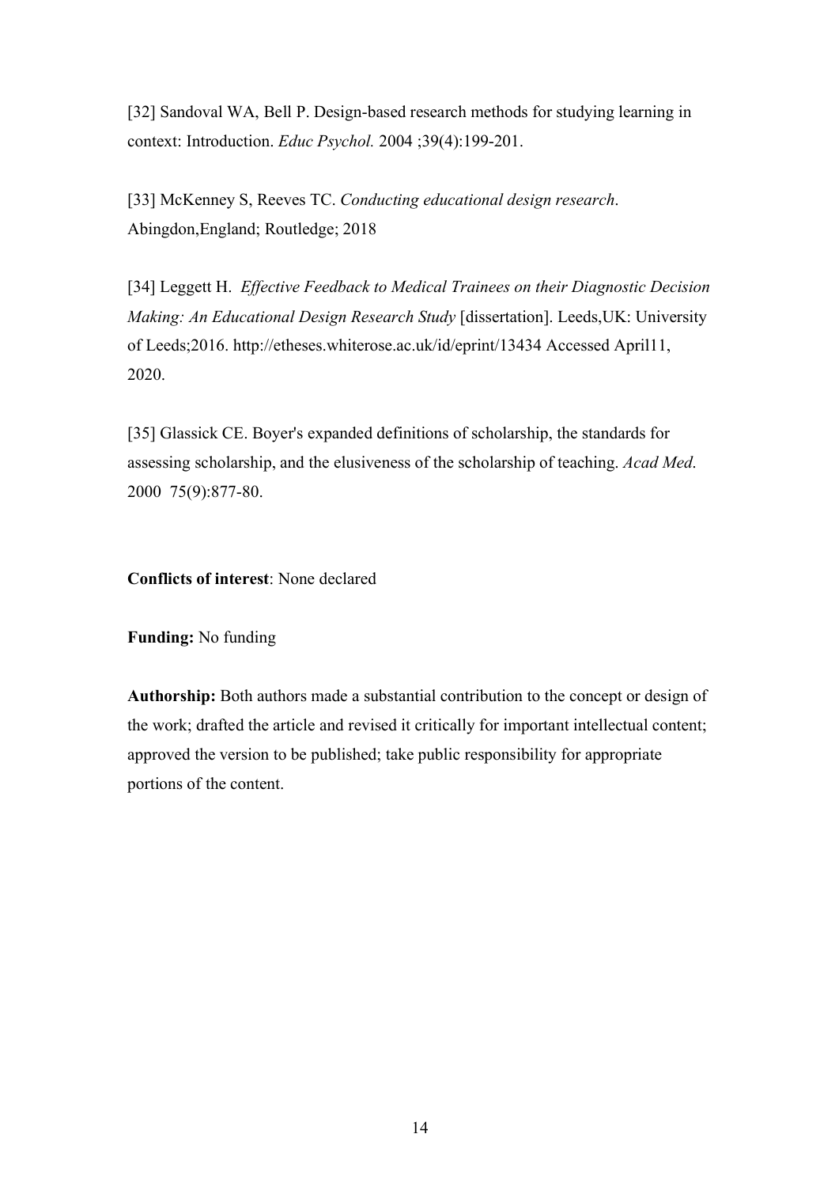[32] Sandoval WA, Bell P. Design-based research methods for studying learning in context: Introduction. *Educ Psychol.* 2004 ;39(4):199-201.

[33] McKenney S, Reeves TC. *Conducting educational design research*. Abingdon,England; Routledge; 2018

[34] Leggett H. *Effective Feedback to Medical Trainees on their Diagnostic Decision Making: An Educational Design Research Study* [dissertation]. Leeds,UK: University of Leeds;2016. http://etheses.whiterose.ac.uk/id/eprint/13434 Accessed April11, 2020.

[35] Glassick CE. Boyer's expanded definitions of scholarship, the standards for assessing scholarship, and the elusiveness of the scholarship of teaching. *Acad Med*. 2000 75(9):877-80.

**Conflicts of interest**: None declared

**Funding:** No funding

**Authorship:** Both authors made a substantial contribution to the concept or design of the work; drafted the article and revised it critically for important intellectual content; approved the version to be published; take public responsibility for appropriate portions of the content.